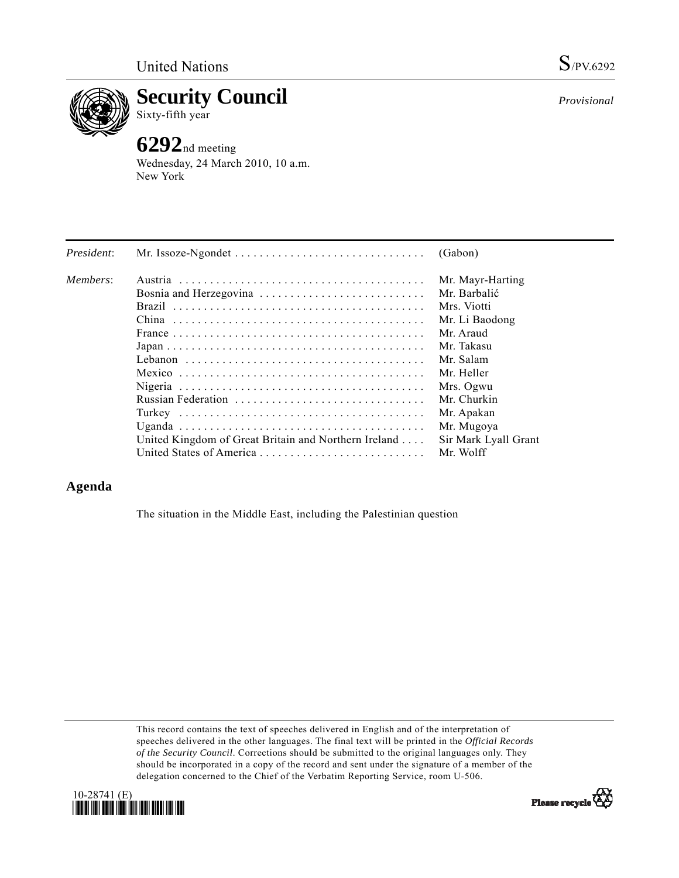United Nations S/PV.6292

# Security Council

Sixty-fifth year

*Provisional*

## 6292nd meeting

Wednesday, 24 March 2010, 10 a.m.
New York

| | | |
|---|---|---|
| *President*: | Mr. Issoze-Ngondet | (Gabon) |
| *Members*: | Austria | Mr. Mayr-Harting |
| | Bosnia and Herzegovina | Mr. Barbalić |
| | Brazil | Mrs. Viotti |
| | China | Mr. Li Baodong |
| | France | Mr. Araud |
| | Japan | Mr. Takasu |
| | Lebanon | Mr. Salam |
| | Mexico | Mr. Heller |
| | Nigeria | Mrs. Ogwu |
| | Russian Federation | Mr. Churkin |
| | Turkey | Mr. Apakan |
| | Uganda | Mr. Mugoya |
| | United Kingdom of Great Britain and Northern Ireland | Sir Mark Lyall Grant |
| | United States of America | Mr. Wolff |

## Agenda

The situation in the Middle East, including the Palestinian question

This record contains the text of speeches delivered in English and of the interpretation of speeches delivered in the other languages. The final text will be printed in the *Official Records of the Security Council*. Corrections should be submitted to the original languages only. They should be incorporated in a copy of the record and sent under the signature of a member of the delegation concerned to the Chief of the Verbatim Reporting Service, room U-506.

10-28741 (E)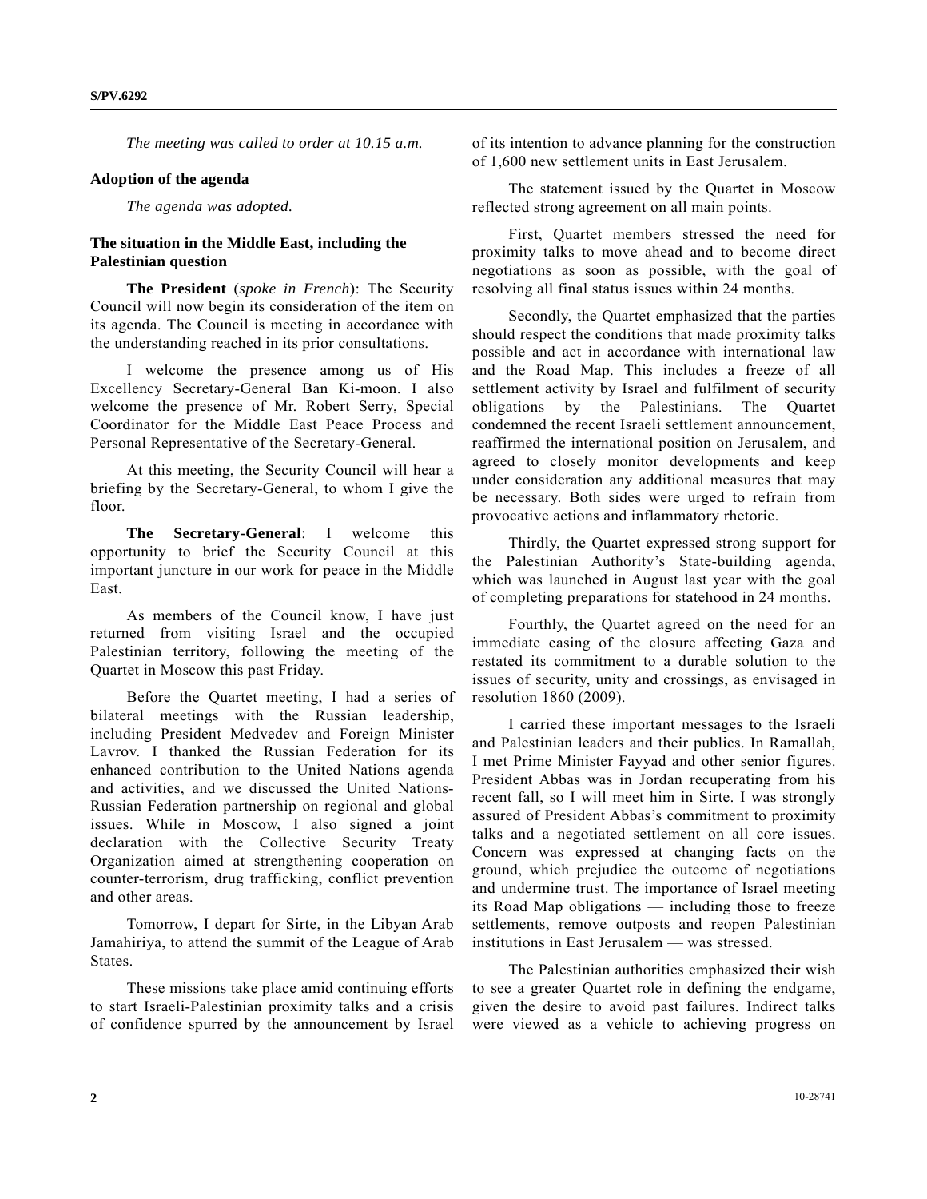*The meeting was called to order at 10.15 a.m.*

**Adoption of the agenda**

*The agenda was adopted.*

**The situation in the Middle East, including the Palestinian question**

**The President** (*spoke in French*): The Security Council will now begin its consideration of the item on its agenda. The Council is meeting in accordance with the understanding reached in its prior consultations.

I welcome the presence among us of His Excellency Secretary-General Ban Ki-moon. I also welcome the presence of Mr. Robert Serry, Special Coordinator for the Middle East Peace Process and Personal Representative of the Secretary-General.

At this meeting, the Security Council will hear a briefing by the Secretary-General, to whom I give the floor.

**The Secretary-General**: I welcome this opportunity to brief the Security Council at this important juncture in our work for peace in the Middle East.

As members of the Council know, I have just returned from visiting Israel and the occupied Palestinian territory, following the meeting of the Quartet in Moscow this past Friday.

Before the Quartet meeting, I had a series of bilateral meetings with the Russian leadership, including President Medvedev and Foreign Minister Lavrov. I thanked the Russian Federation for its enhanced contribution to the United Nations agenda and activities, and we discussed the United Nations-Russian Federation partnership on regional and global issues. While in Moscow, I also signed a joint declaration with the Collective Security Treaty Organization aimed at strengthening cooperation on counter-terrorism, drug trafficking, conflict prevention and other areas.

Tomorrow, I depart for Sirte, in the Libyan Arab Jamahiriya, to attend the summit of the League of Arab States.

These missions take place amid continuing efforts to start Israeli-Palestinian proximity talks and a crisis of confidence spurred by the announcement by Israel of its intention to advance planning for the construction of 1,600 new settlement units in East Jerusalem.

The statement issued by the Quartet in Moscow reflected strong agreement on all main points.

First, Quartet members stressed the need for proximity talks to move ahead and to become direct negotiations as soon as possible, with the goal of resolving all final status issues within 24 months.

Secondly, the Quartet emphasized that the parties should respect the conditions that made proximity talks possible and act in accordance with international law and the Road Map. This includes a freeze of all settlement activity by Israel and fulfilment of security obligations by the Palestinians. The Quartet condemned the recent Israeli settlement announcement, reaffirmed the international position on Jerusalem, and agreed to closely monitor developments and keep under consideration any additional measures that may be necessary. Both sides were urged to refrain from provocative actions and inflammatory rhetoric.

Thirdly, the Quartet expressed strong support for the Palestinian Authority's State-building agenda, which was launched in August last year with the goal of completing preparations for statehood in 24 months.

Fourthly, the Quartet agreed on the need for an immediate easing of the closure affecting Gaza and restated its commitment to a durable solution to the issues of security, unity and crossings, as envisaged in resolution 1860 (2009).

I carried these important messages to the Israeli and Palestinian leaders and their publics. In Ramallah, I met Prime Minister Fayyad and other senior figures. President Abbas was in Jordan recuperating from his recent fall, so I will meet him in Sirte. I was strongly assured of President Abbas's commitment to proximity talks and a negotiated settlement on all core issues. Concern was expressed at changing facts on the ground, which prejudice the outcome of negotiations and undermine trust. The importance of Israel meeting its Road Map obligations — including those to freeze settlements, remove outposts and reopen Palestinian institutions in East Jerusalem — was stressed.

The Palestinian authorities emphasized their wish to see a greater Quartet role in defining the endgame, given the desire to avoid past failures. Indirect talks were viewed as a vehicle to achieving progress on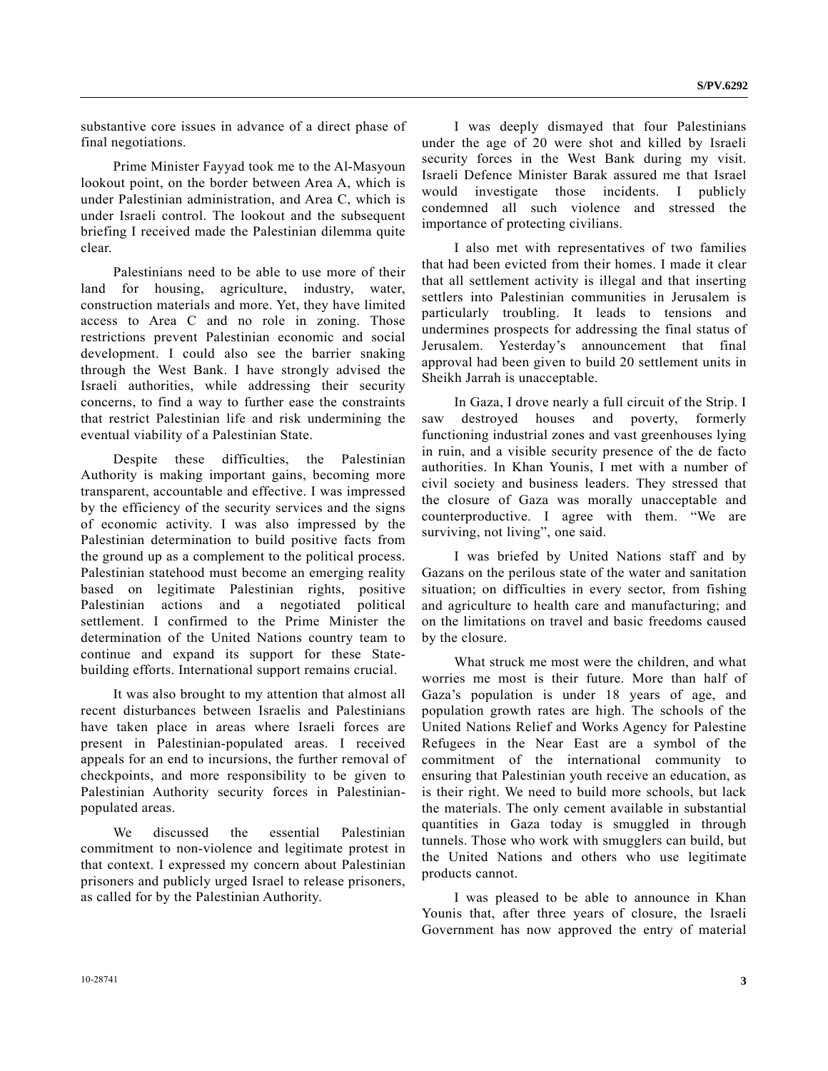substantive core issues in advance of a direct phase of final negotiations.

Prime Minister Fayyad took me to the Al-Masyoun lookout point, on the border between Area A, which is under Palestinian administration, and Area C, which is under Israeli control. The lookout and the subsequent briefing I received made the Palestinian dilemma quite clear.

Palestinians need to be able to use more of their land for housing, agriculture, industry, water, construction materials and more. Yet, they have limited access to Area C and no role in zoning. Those restrictions prevent Palestinian economic and social development. I could also see the barrier snaking through the West Bank. I have strongly advised the Israeli authorities, while addressing their security concerns, to find a way to further ease the constraints that restrict Palestinian life and risk undermining the eventual viability of a Palestinian State.

Despite these difficulties, the Palestinian Authority is making important gains, becoming more transparent, accountable and effective. I was impressed by the efficiency of the security services and the signs of economic activity. I was also impressed by the Palestinian determination to build positive facts from the ground up as a complement to the political process. Palestinian statehood must become an emerging reality based on legitimate Palestinian rights, positive Palestinian actions and a negotiated political settlement. I confirmed to the Prime Minister the determination of the United Nations country team to continue and expand its support for these State-building efforts. International support remains crucial.

It was also brought to my attention that almost all recent disturbances between Israelis and Palestinians have taken place in areas where Israeli forces are present in Palestinian-populated areas. I received appeals for an end to incursions, the further removal of checkpoints, and more responsibility to be given to Palestinian Authority security forces in Palestinian-populated areas.

We discussed the essential Palestinian commitment to non-violence and legitimate protest in that context. I expressed my concern about Palestinian prisoners and publicly urged Israel to release prisoners, as called for by the Palestinian Authority.

I was deeply dismayed that four Palestinians under the age of 20 were shot and killed by Israeli security forces in the West Bank during my visit. Israeli Defence Minister Barak assured me that Israel would investigate those incidents. I publicly condemned all such violence and stressed the importance of protecting civilians.

I also met with representatives of two families that had been evicted from their homes. I made it clear that all settlement activity is illegal and that inserting settlers into Palestinian communities in Jerusalem is particularly troubling. It leads to tensions and undermines prospects for addressing the final status of Jerusalem. Yesterday's announcement that final approval had been given to build 20 settlement units in Sheikh Jarrah is unacceptable.

In Gaza, I drove nearly a full circuit of the Strip. I saw destroyed houses and poverty, formerly functioning industrial zones and vast greenhouses lying in ruin, and a visible security presence of the de facto authorities. In Khan Younis, I met with a number of civil society and business leaders. They stressed that the closure of Gaza was morally unacceptable and counterproductive. I agree with them. "We are surviving, not living", one said.

I was briefed by United Nations staff and by Gazans on the perilous state of the water and sanitation situation; on difficulties in every sector, from fishing and agriculture to health care and manufacturing; and on the limitations on travel and basic freedoms caused by the closure.

What struck me most were the children, and what worries me most is their future. More than half of Gaza's population is under 18 years of age, and population growth rates are high. The schools of the United Nations Relief and Works Agency for Palestine Refugees in the Near East are a symbol of the commitment of the international community to ensuring that Palestinian youth receive an education, as is their right. We need to build more schools, but lack the materials. The only cement available in substantial quantities in Gaza today is smuggled in through tunnels. Those who work with smugglers can build, but the United Nations and others who use legitimate products cannot.

I was pleased to be able to announce in Khan Younis that, after three years of closure, the Israeli Government has now approved the entry of material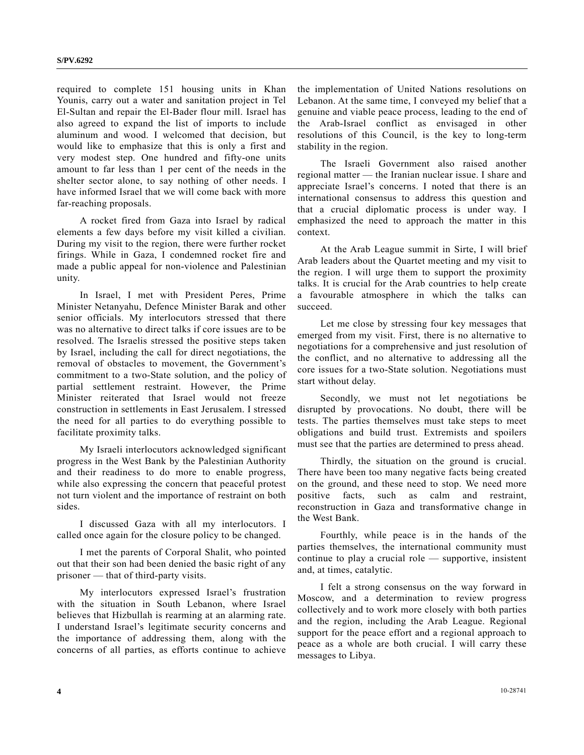required to complete 151 housing units in Khan Younis, carry out a water and sanitation project in Tel El-Sultan and repair the El-Bader flour mill. Israel has also agreed to expand the list of imports to include aluminum and wood. I welcomed that decision, but would like to emphasize that this is only a first and very modest step. One hundred and fifty-one units amount to far less than 1 per cent of the needs in the shelter sector alone, to say nothing of other needs. I have informed Israel that we will come back with more far-reaching proposals.

A rocket fired from Gaza into Israel by radical elements a few days before my visit killed a civilian. During my visit to the region, there were further rocket firings. While in Gaza, I condemned rocket fire and made a public appeal for non-violence and Palestinian unity.

In Israel, I met with President Peres, Prime Minister Netanyahu, Defence Minister Barak and other senior officials. My interlocutors stressed that there was no alternative to direct talks if core issues are to be resolved. The Israelis stressed the positive steps taken by Israel, including the call for direct negotiations, the removal of obstacles to movement, the Government's commitment to a two-State solution, and the policy of partial settlement restraint. However, the Prime Minister reiterated that Israel would not freeze construction in settlements in East Jerusalem. I stressed the need for all parties to do everything possible to facilitate proximity talks.

My Israeli interlocutors acknowledged significant progress in the West Bank by the Palestinian Authority and their readiness to do more to enable progress, while also expressing the concern that peaceful protest not turn violent and the importance of restraint on both sides.

I discussed Gaza with all my interlocutors. I called once again for the closure policy to be changed.

I met the parents of Corporal Shalit, who pointed out that their son had been denied the basic right of any prisoner — that of third-party visits.

My interlocutors expressed Israel's frustration with the situation in South Lebanon, where Israel believes that Hizbullah is rearming at an alarming rate. I understand Israel's legitimate security concerns and the importance of addressing them, along with the concerns of all parties, as efforts continue to achieve the implementation of United Nations resolutions on Lebanon. At the same time, I conveyed my belief that a genuine and viable peace process, leading to the end of the Arab-Israel conflict as envisaged in other resolutions of this Council, is the key to long-term stability in the region.

The Israeli Government also raised another regional matter — the Iranian nuclear issue. I share and appreciate Israel's concerns. I noted that there is an international consensus to address this question and that a crucial diplomatic process is under way. I emphasized the need to approach the matter in this context.

At the Arab League summit in Sirte, I will brief Arab leaders about the Quartet meeting and my visit to the region. I will urge them to support the proximity talks. It is crucial for the Arab countries to help create a favourable atmosphere in which the talks can succeed.

Let me close by stressing four key messages that emerged from my visit. First, there is no alternative to negotiations for a comprehensive and just resolution of the conflict, and no alternative to addressing all the core issues for a two-State solution. Negotiations must start without delay.

Secondly, we must not let negotiations be disrupted by provocations. No doubt, there will be tests. The parties themselves must take steps to meet obligations and build trust. Extremists and spoilers must see that the parties are determined to press ahead.

Thirdly, the situation on the ground is crucial. There have been too many negative facts being created on the ground, and these need to stop. We need more positive facts, such as calm and restraint, reconstruction in Gaza and transformative change in the West Bank.

Fourthly, while peace is in the hands of the parties themselves, the international community must continue to play a crucial role — supportive, insistent and, at times, catalytic.

I felt a strong consensus on the way forward in Moscow, and a determination to review progress collectively and to work more closely with both parties and the region, including the Arab League. Regional support for the peace effort and a regional approach to peace as a whole are both crucial. I will carry these messages to Libya.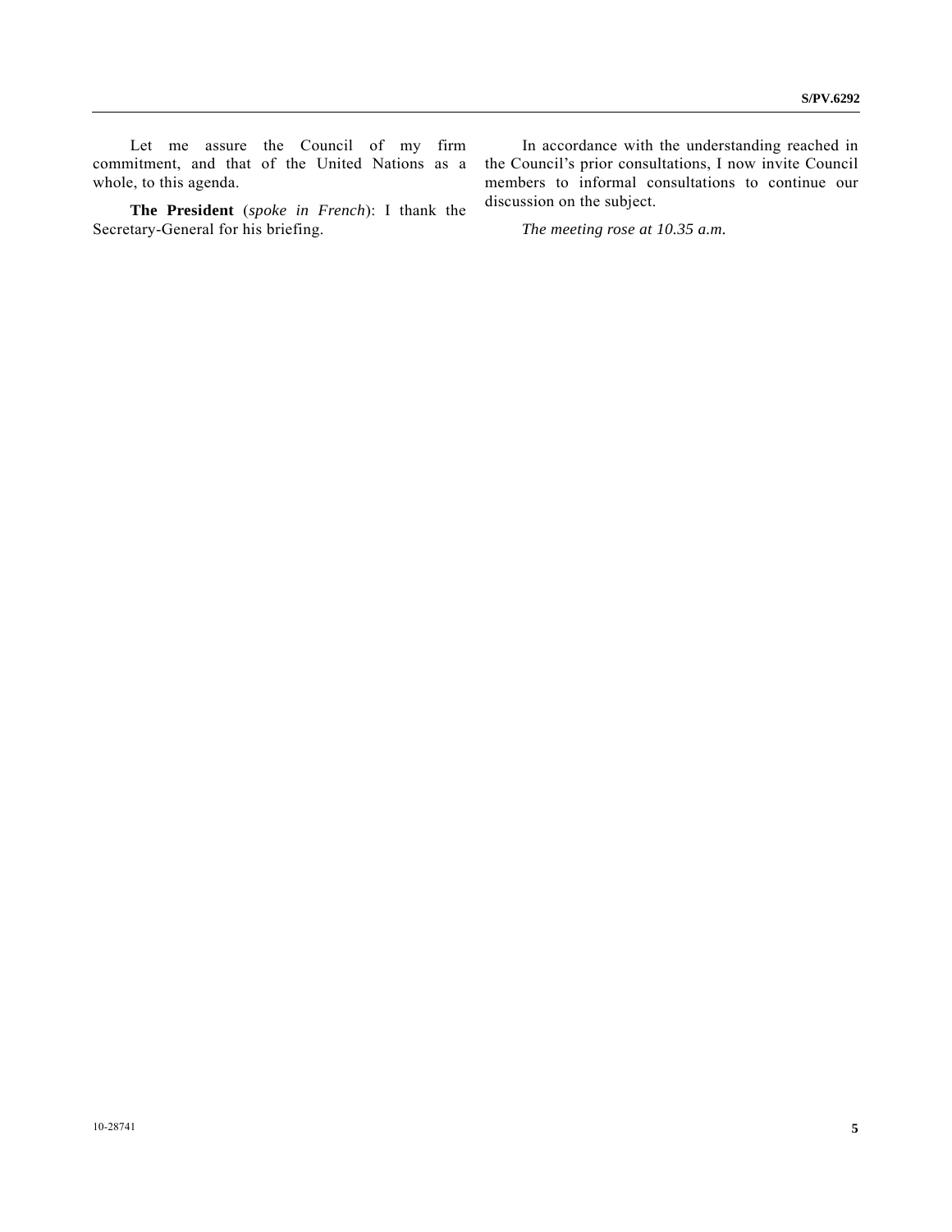Let me assure the Council of my firm commitment, and that of the United Nations as a whole, to this agenda.

**The President** (*spoke in French*): I thank the Secretary-General for his briefing.

In accordance with the understanding reached in the Council's prior consultations, I now invite Council members to informal consultations to continue our discussion on the subject.

*The meeting rose at 10.35 a.m.*